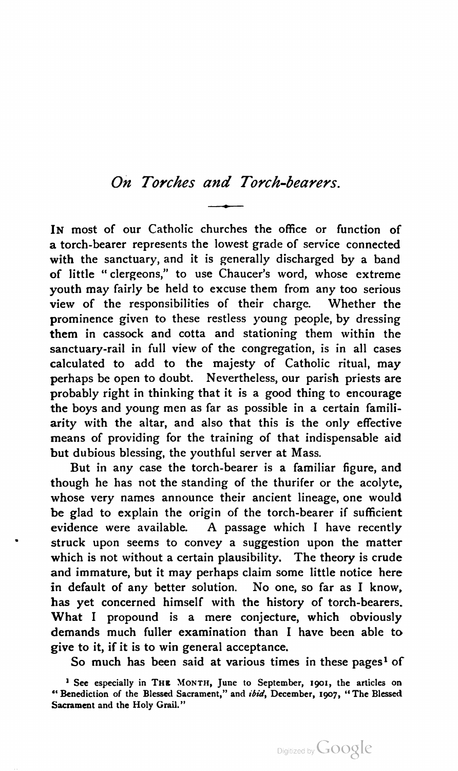# *On Torches and Torch-bearers.*

IN most of our Catholic churches the office or function of a torch-bearer represents the lowest grade of service connected with the sanctuary, and it is generally discharged by a band of little "clergeons," to use Chaucer's word, whose extreme youth may fairly be held to excuse them from any too serious view of the responsibilities of their charge. Whether the prominence given to these restless young people, by dressing them in cassock and cotta and stationing them within the sanctuary-rail in full view of the congregation, is in all cases calculated to add to the majesty of Catholic ritual, may perhaps be open to doubt. Nevertheless, our parish priests are probably right in thinking that it is a good thing to encourage the boys and young men as far as possible in a certain familiarity with the altar, and also that this is the only effective means of providing for the training of that indispensable aid but dubious blessing, the youthful server at Mass.

But in any case the torch-bearer is a familiar figure, and though he has not the standing of the thurifer or the acolyte, whose very names announce their ancient lineage, one would be glad to explain the origin of the torch-bearer if sufficient evidence were available. A passage which I have recently struck upon seems to convey a suggestion upon the matter which is not without a certain plausibility. The theory is crude and immature, but it may perhaps claim some little notice here in default of any better solution. No one, so far as I know, has yet concerned himself with the history of torch-bearers. What I propound is a mere conjecture, which obviously demands much fuller examination than I have been able to give to it, if it is to win general acceptance.

So much has been said at various times in these pages[1] of

[1] See especially in THE MONTH, June to September, 1901, the articles on "Benediction of the Blessed Sacrament," and *ibid*, December, 1907, "The Blessed Sacrament and the Holy Grail."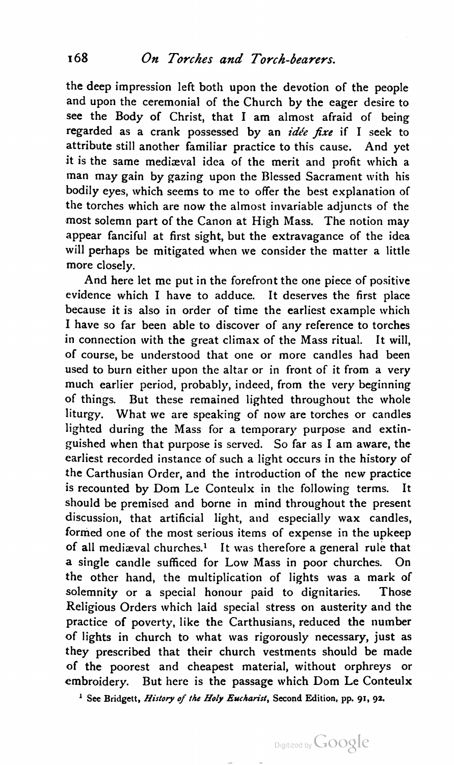the deep impression left both upon the devotion of the people and upon the ceremonial of the Church by the eager desire to see the Body of Christ, that I am almost afraid of being regarded as a crank possessed by an *idée fixe* if I seek to attribute still another familiar practice to this cause. And yet it is the same mediæval idea of the merit and profit which a man may gain by gazing upon the Blessed Sacrament with his bodily eyes, which seems to me to offer the best explanation of the torches which are now the almost invariable adjuncts of the most solemn part of the Canon at High Mass. The notion may appear fanciful at first sight, but the extravagance of the idea will perhaps be mitigated when we consider the matter a little more closely.

And here let me put in the forefront the one piece of positive evidence which I have to adduce. It deserves the first place because it is also in order of time the earliest example which I have so far been able to discover of any reference to torches in connection with the great climax of the Mass ritual. It will, of course, be understood that one or more candles had been used to burn either upon the altar or in front of it from a very much earlier period, probably, indeed, from the very beginning of things. But these remained lighted throughout the whole liturgy. What we are speaking of now are torches or candles lighted during the Mass for a temporary purpose and extinguished when that purpose is served. So far as I am aware, the earliest recorded instance of such a light occurs in the history of the Carthusian Order, and the introduction of the new practice is recounted by Dom Le Conteulx in the following terms. It should be premised and borne in mind throughout the present discussion, that artificial light, and especially wax candles, formed one of the most serious items of expense in the upkeep of all mediæval churches.[1] It was therefore a general rule that a single candle sufficed for Low Mass in poor churches. On the other hand, the multiplication of lights was a mark of solemnity or a special honour paid to dignitaries. Those Religious Orders which laid special stress on austerity and the practice of poverty, like the Carthusians, reduced the number of lights in church to what was rigorously necessary, just as they prescribed that their church vestments should be made of the poorest and cheapest material, without orphreys or embroidery. But here is the passage which Dom Le Conteulx

[1] See Bridgett, *History of the Holy Eucharist*, Second Edition, pp. 91, 92.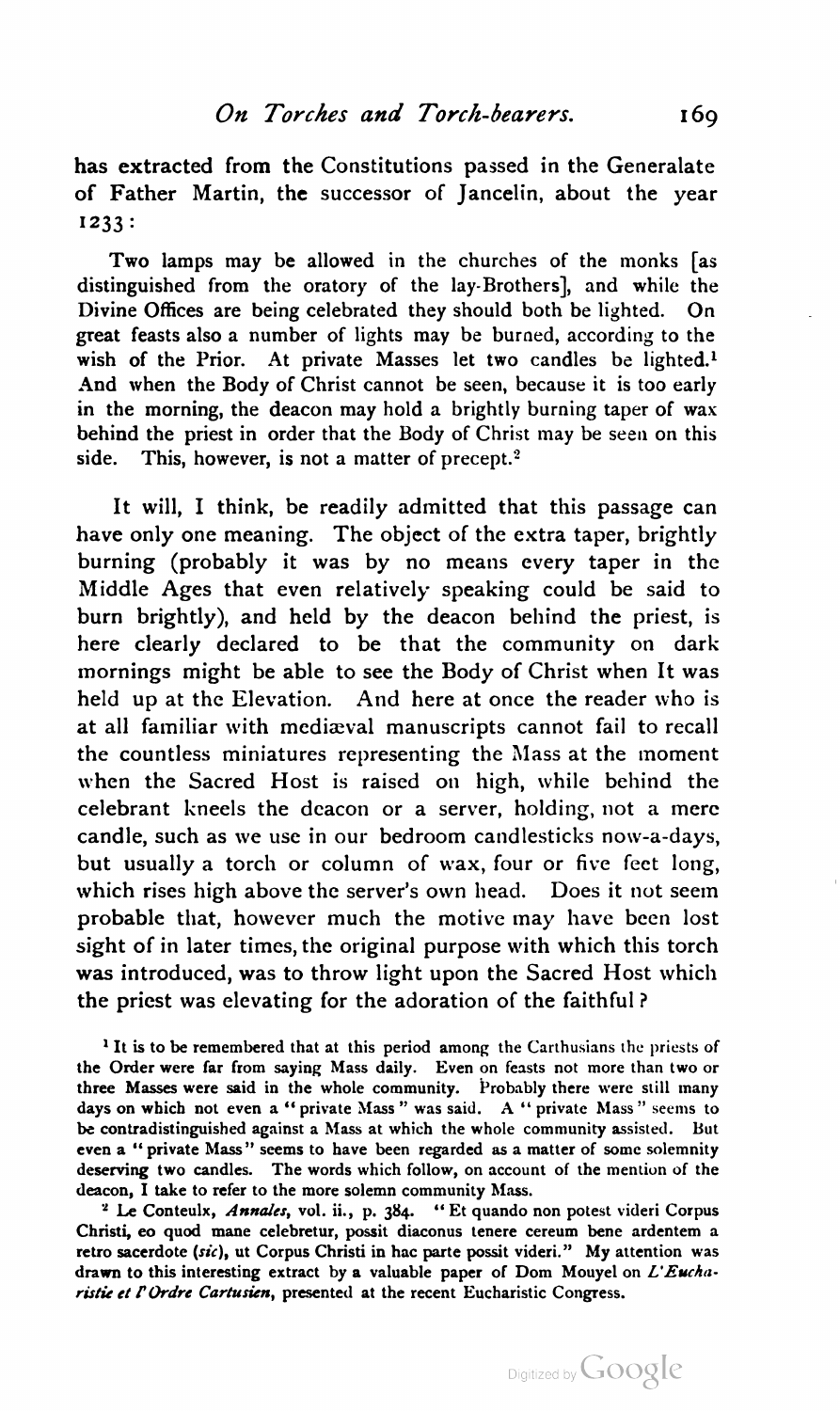has extracted from the Constitutions passed in the Generalate of Father Martin, the successor of Jancelin, about the year 1233:

> Two lamps may be allowed in the churches of the monks [as distinguished from the oratory of the lay-Brothers], and while the Divine Offices are being celebrated they should both be lighted. On great feasts also a number of lights may be burned, according to the wish of the Prior. At private Masses let two candles be lighted.[1] And when the Body of Christ cannot be seen, because it is too early in the morning, the deacon may hold a brightly burning taper of wax behind the priest in order that the Body of Christ may be seen on this side. This, however, is not a matter of precept.[2]

It will, I think, be readily admitted that this passage can have only one meaning. The object of the extra taper, brightly burning (probably it was by no means every taper in the Middle Ages that even relatively speaking could be said to burn brightly), and held by the deacon behind the priest, is here clearly declared to be that the community on dark mornings might be able to see the Body of Christ when It was held up at the Elevation. And here at once the reader who is at all familiar with mediæval manuscripts cannot fail to recall the countless miniatures representing the Mass at the moment when the Sacred Host is raised on high, while behind the celebrant kneels the deacon or a server, holding, not a mere candle, such as we use in our bedroom candlesticks now-a-days, but usually a torch or column of wax, four or five feet long, which rises high above the server's own head. Does it not seem probable that, however much the motive may have been lost sight of in later times, the original purpose with which this torch was introduced, was to throw light upon the Sacred Host which the priest was elevating for the adoration of the faithful?

[1] It is to be remembered that at this period among the Carthusians the priests of the Order were far from saying Mass daily. Even on feasts not more than two or three Masses were said in the whole community. Probably there were still many days on which not even a "private Mass" was said. A "private Mass" seems to be contradistinguished against a Mass at which the whole community assisted. But even a "private Mass" seems to have been regarded as a matter of some solemnity deserving two candles. The words which follow, on account of the mention of the deacon, I take to refer to the more solemn community Mass.

[2] Le Conteulx, *Annales*, vol. ii., p. 384. "Et quando non potest videri Corpus Christi, eo quod mane celebretur, possit diaconus tenere cereum bene ardentem a retro sacerdote (*sic*), ut Corpus Christi in hac parte possit videri." My attention was drawn to this interesting extract by a valuable paper of Dom Mouyel on *L'Eucharistie et l'Ordre Cartusien*, presented at the recent Eucharistic Congress.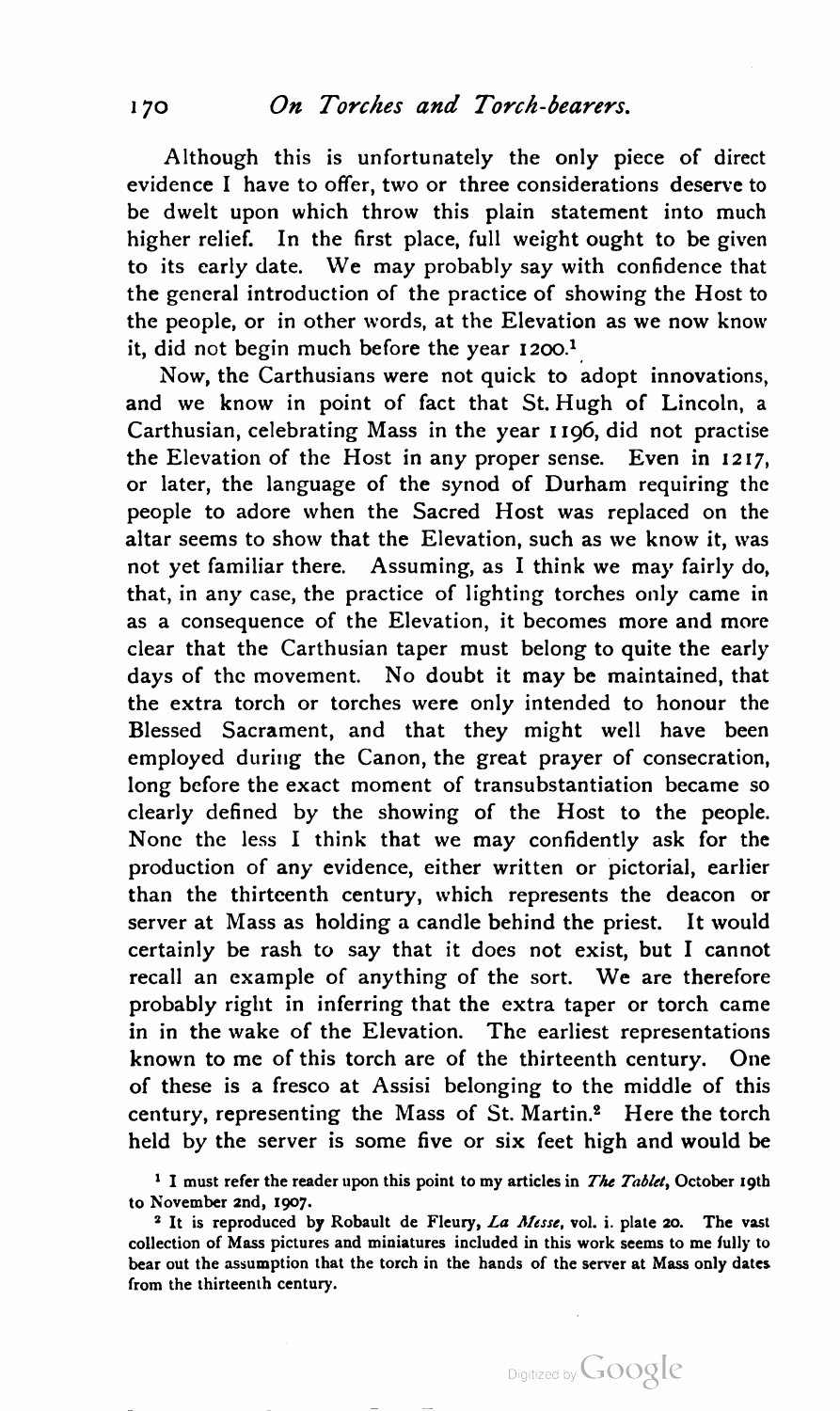Although this is unfortunately the only piece of direct evidence I have to offer, two or three considerations deserve to be dwelt upon which throw this plain statement into much higher relief. In the first place, full weight ought to be given to its early date. We may probably say with confidence that the general introduction of the practice of showing the Host to the people, or in other words, at the Elevation as we now know it, did not begin much before the year 1200.[1]

Now, the Carthusians were not quick to adopt innovations, and we know in point of fact that St. Hugh of Lincoln, a Carthusian, celebrating Mass in the year 1196, did not practise the Elevation of the Host in any proper sense. Even in 1217, or later, the language of the synod of Durham requiring the people to adore when the Sacred Host was replaced on the altar seems to show that the Elevation, such as we know it, was not yet familiar there. Assuming, as I think we may fairly do, that, in any case, the practice of lighting torches only came in as a consequence of the Elevation, it becomes more and more clear that the Carthusian taper must belong to quite the early days of the movement. No doubt it may be maintained, that the extra torch or torches were only intended to honour the Blessed Sacrament, and that they might well have been employed during the Canon, the great prayer of consecration, long before the exact moment of transubstantiation became so clearly defined by the showing of the Host to the people. None the less I think that we may confidently ask for the production of any evidence, either written or pictorial, earlier than the thirteenth century, which represents the deacon or server at Mass as holding a candle behind the priest. It would certainly be rash to say that it does not exist, but I cannot recall an example of anything of the sort. We are therefore probably right in inferring that the extra taper or torch came in in the wake of the Elevation. The earliest representations known to me of this torch are of the thirteenth century. One of these is a fresco at Assisi belonging to the middle of this century, representing the Mass of St. Martin.[2] Here the torch held by the server is some five or six feet high and would be

[1] I must refer the reader upon this point to my articles in *The Tablet*, October 19th to November 2nd, 1907.

[2] It is reproduced by Robault de Fleury, *La Messe*, vol. i. plate 20. The vast collection of Mass pictures and miniatures included in this work seems to me fully to bear out the assumption that the torch in the hands of the server at Mass only dates from the thirteenth century.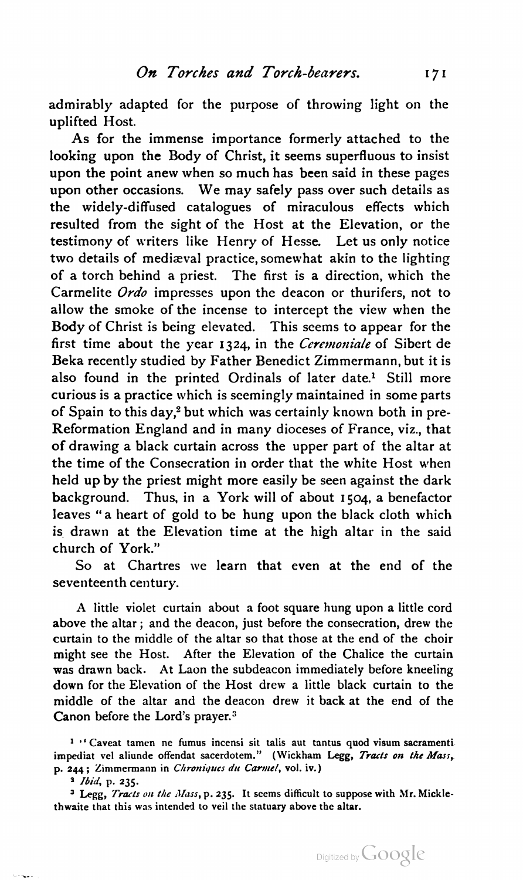admirably adapted for the purpose of throwing light on the uplifted Host.

As for the immense importance formerly attached to the looking upon the Body of Christ, it seems superfluous to insist upon the point anew when so much has been said in these pages upon other occasions. We may safely pass over such details as the widely-diffused catalogues of miraculous effects which resulted from the sight of the Host at the Elevation, or the testimony of writers like Henry of Hesse. Let us only notice two details of mediæval practice, somewhat akin to the lighting of a torch behind a priest. The first is a direction, which the Carmelite *Ordo* impresses upon the deacon or thurifers, not to allow the smoke of the incense to intercept the view when the Body of Christ is being elevated. This seems to appear for the first time about the year 1324, in the *Ceremoniale* of Sibert de Beka recently studied by Father Benedict Zimmermann, but it is also found in the printed Ordinals of later date.[1] Still more curious is a practice which is seemingly maintained in some parts of Spain to this day,[2] but which was certainly known both in pre-Reformation England and in many dioceses of France, viz., that of drawing a black curtain across the upper part of the altar at the time of the Consecration in order that the white Host when held up by the priest might more easily be seen against the dark background. Thus, in a York will of about 1504, a benefactor leaves "a heart of gold to be hung upon the black cloth which is drawn at the Elevation time at the high altar in the said church of York."

So at Chartres we learn that even at the end of the seventeenth century.

> A little violet curtain about a foot square hung upon a little cord above the altar; and the deacon, just before the consecration, drew the curtain to the middle of the altar so that those at the end of the choir might see the Host. After the Elevation of the Chalice the curtain was drawn back. At Laon the subdeacon immediately before kneeling down for the Elevation of the Host drew a little black curtain to the middle of the altar and the deacon drew it back at the end of the Canon before the Lord's prayer.[3]

[1] "Caveat tamen ne fumus incensi sit talis aut tantus quod visum sacramenti impediat vel aliunde offendat sacerdotem." (Wickham Legg, *Tracts on the Mass*, p. 244; Zimmermann in *Chroniques du Carmel*, vol. iv.)

[2] *Ibid*, p. 235.

[3] Legg, *Tracts on the Mass*, p. 235. It seems difficult to suppose with Mr. Micklethwaite that this was intended to veil the statuary above the altar.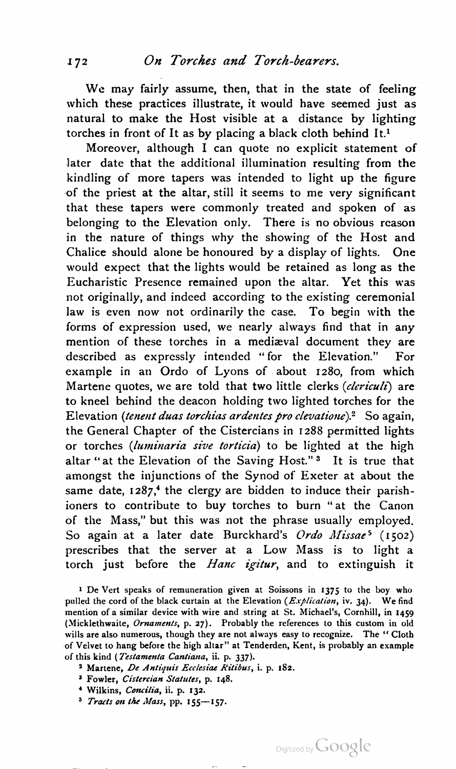We may fairly assume, then, that in the state of feeling which these practices illustrate, it would have seemed just as natural to make the Host visible at a distance by lighting torches in front of It as by placing a black cloth behind It.[1]

Moreover, although I can quote no explicit statement of later date that the additional illumination resulting from the kindling of more tapers was intended to light up the figure of the priest at the altar, still it seems to me very significant that these tapers were commonly treated and spoken of as belonging to the Elevation only. There is no obvious reason in the nature of things why the showing of the Host and Chalice should alone be honoured by a display of lights. One would expect that the lights would be retained as long as the Eucharistic Presence remained upon the altar. Yet this was not originally, and indeed according to the existing ceremonial law is even now not ordinarily the case. To begin with the forms of expression used, we nearly always find that in any mention of these torches in a mediæval document they are described as expressly intended "for the Elevation." For example in an Ordo of Lyons of about 1280, from which Martene quotes, we are told that two little clerks (*clericuli*) are to kneel behind the deacon holding two lighted torches for the Elevation (*tenent duas torchias ardentes pro elevatione*).[2] So again, the General Chapter of the Cistercians in 1288 permitted lights or torches (*luminaria sive torticia*) to be lighted at the high altar "at the Elevation of the Saving Host."[3] It is true that amongst the injunctions of the Synod of Exeter at about the same date, 1287,[4] the clergy are bidden to induce their parishioners to contribute to buy torches to burn "at the Canon of the Mass," but this was not the phrase usually employed. So again at a later date Burckhard's *Ordo Missae*[5] (1502) prescribes that the server at a Low Mass is to light a torch just before the *Hanc igitur*, and to extinguish it

[1] De Vert speaks of remuneration given at Soissons in 1375 to the boy who pulled the cord of the black curtain at the Elevation (*Explication*, iv. 34). We find mention of a similar device with wire and string at St. Michael's, Cornhill, in 1459 (Micklethwaite, *Ornaments*, p. 27). Probably the references to this custom in old wills are also numerous, though they are not always easy to recognize. The "Cloth of Velvet to hang before the high altar" at Tenderden, Kent, is probably an example of this kind (*Testamenta Cantiana*, ii. p. 337).

[2] Martene, *De Antiquis Ecclesiae Ritibus*, i. p. 182.

[3] Fowler, *Cistercian Statutes*, p. 148.

[4] Wilkins, *Concilia*, ii. p. 132.

[5] *Tracts on the Mass*, pp. 155—157.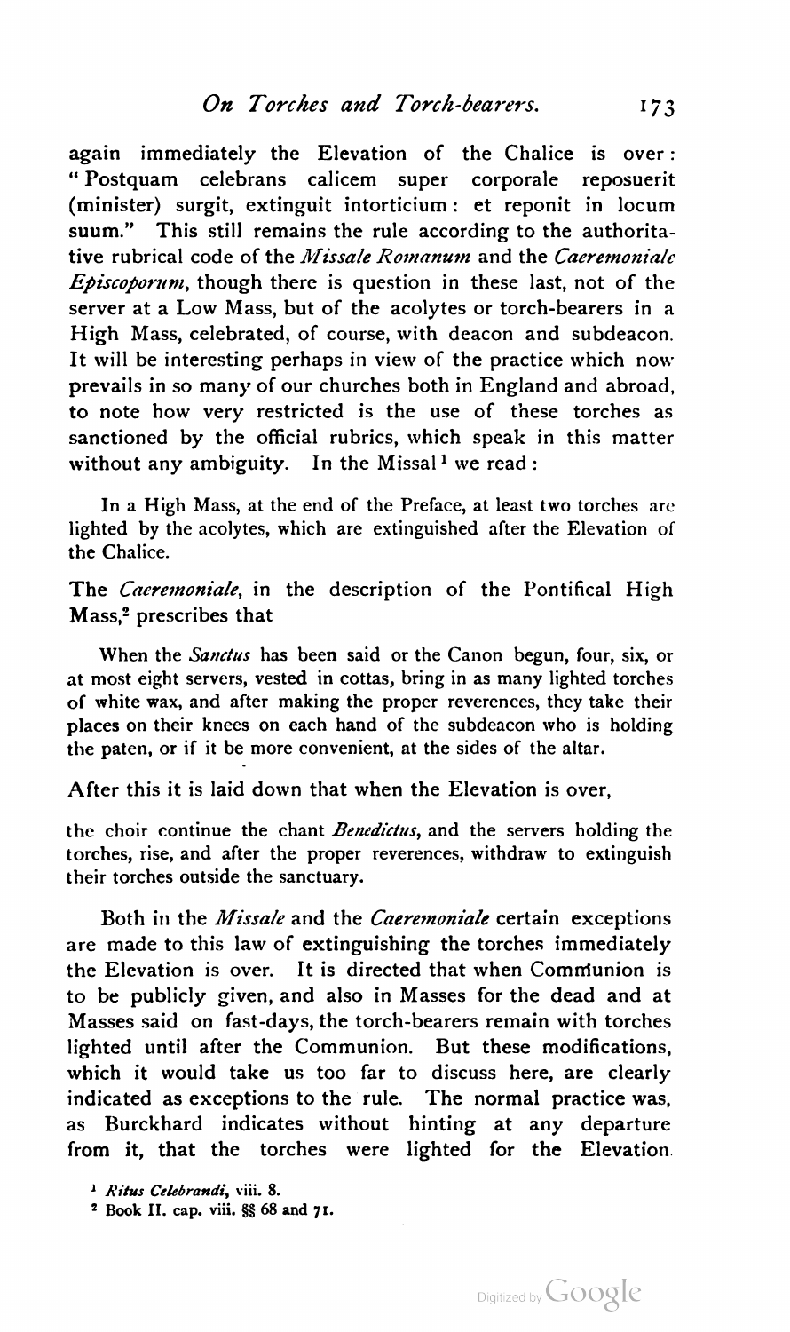again immediately the Elevation of the Chalice is over: "Postquam celebrans calicem super corporale reposuerit (minister) surgit, extinguit intorticium: et reponit in locum suum." This still remains the rule according to the authoritative rubrical code of the *Missale Romanum* and the *Caeremoniale Episcoporum*, though there is question in these last, not of the server at a Low Mass, but of the acolytes or torch-bearers in a High Mass, celebrated, of course, with deacon and subdeacon. It will be interesting perhaps in view of the practice which now prevails in so many of our churches both in England and abroad, to note how very restricted is the use of these torches as sanctioned by the official rubrics, which speak in this matter without any ambiguity. In the Missal[1] we read:

> In a High Mass, at the end of the Preface, at least two torches are lighted by the acolytes, which are extinguished after the Elevation of the Chalice.

The *Caeremoniale*, in the description of the Pontifical High Mass,[2] prescribes that

> When the *Sanctus* has been said or the Canon begun, four, six, or at most eight servers, vested in cottas, bring in as many lighted torches of white wax, and after making the proper reverences, they take their places on their knees on each hand of the subdeacon who is holding the paten, or if it be more convenient, at the sides of the altar.

After this it is laid down that when the Elevation is over,

> the choir continue the chant *Benedictus*, and the servers holding the torches, rise, and after the proper reverences, withdraw to extinguish their torches outside the sanctuary.

Both in the *Missale* and the *Caeremoniale* certain exceptions are made to this law of extinguishing the torches immediately the Elevation is over. It is directed that when Communion is to be publicly given, and also in Masses for the dead and at Masses said on fast-days, the torch-bearers remain with torches lighted until after the Communion. But these modifications, which it would take us too far to discuss here, are clearly indicated as exceptions to the rule. The normal practice was, as Burckhard indicates without hinting at any departure from it, that the torches were lighted for the Elevation

[1] *Ritus Celebrandi*, viii. 8.

[2] Book II. cap. viii. §§ 68 and 71.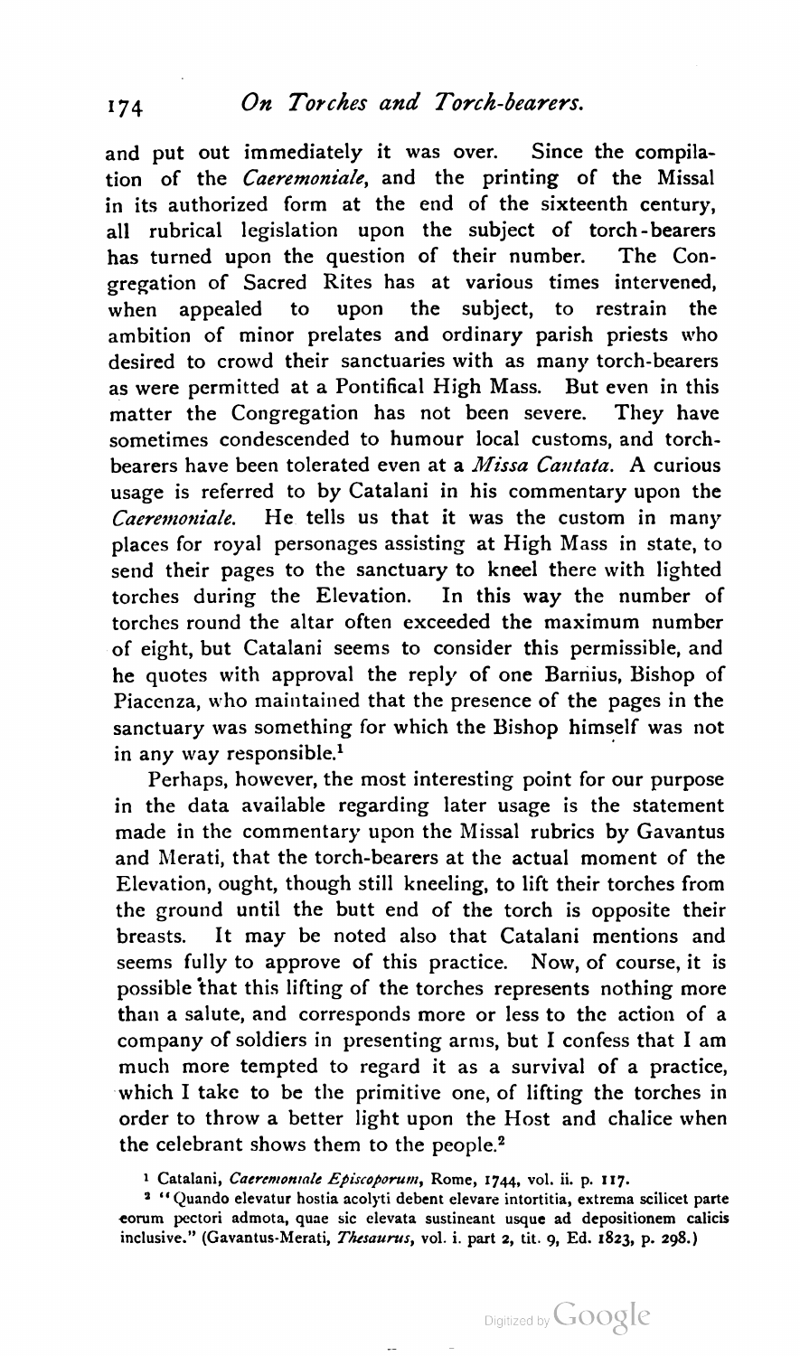and put out immediately it was over. Since the compilation of the *Caeremoniale*, and the printing of the Missal in its authorized form at the end of the sixteenth century, all rubrical legislation upon the subject of torch-bearers has turned upon the question of their number. The Congregation of Sacred Rites has at various times intervened, when appealed to upon the subject, to restrain the ambition of minor prelates and ordinary parish priests who desired to crowd their sanctuaries with as many torch-bearers as were permitted at a Pontifical High Mass. But even in this matter the Congregation has not been severe. They have sometimes condescended to humour local customs, and torch-bearers have been tolerated even at a *Missa Cantata*. A curious usage is referred to by Catalani in his commentary upon the *Caeremoniale*. He tells us that it was the custom in many places for royal personages assisting at High Mass in state, to send their pages to the sanctuary to kneel there with lighted torches during the Elevation. In this way the number of torches round the altar often exceeded the maximum number of eight, but Catalani seems to consider this permissible, and he quotes with approval the reply of one Barnius, Bishop of Piacenza, who maintained that the presence of the pages in the sanctuary was something for which the Bishop himself was not in any way responsible.[1]

Perhaps, however, the most interesting point for our purpose in the data available regarding later usage is the statement made in the commentary upon the Missal rubrics by Gavantus and Merati, that the torch-bearers at the actual moment of the Elevation, ought, though still kneeling, to lift their torches from the ground until the butt end of the torch is opposite their breasts. It may be noted also that Catalani mentions and seems fully to approve of this practice. Now, of course, it is possible that this lifting of the torches represents nothing more than a salute, and corresponds more or less to the action of a company of soldiers in presenting arms, but I confess that I am much more tempted to regard it as a survival of a practice, which I take to be the primitive one, of lifting the torches in order to throw a better light upon the Host and chalice when the celebrant shows them to the people.[2]

[1] Catalani, *Caeremoniale Episcoporum*, Rome, 1744, vol. ii. p. 117.

[2] "Quando elevatur hostia acolyti debent elevare intortitia, extrema scilicet parte eorum pectori admota, quae sic elevata sustineant usque ad depositionem calicis inclusive." (Gavantus-Merati, *Thesaurus*, vol. i. part 2, tit. 9, Ed. 1823, p. 298.)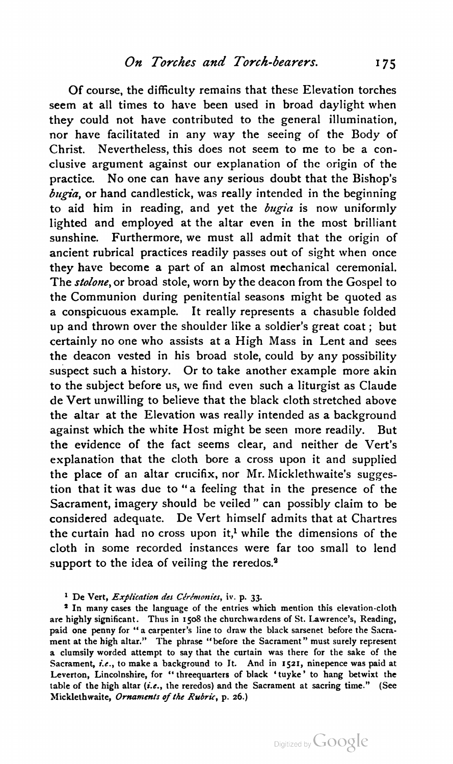Of course, the difficulty remains that these Elevation torches seem at all times to have been used in broad daylight when they could not have contributed to the general illumination, nor have facilitated in any way the seeing of the Body of Christ. Nevertheless, this does not seem to me to be a conclusive argument against our explanation of the origin of the practice. No one can have any serious doubt that the Bishop's *bugia*, or hand candlestick, was really intended in the beginning to aid him in reading, and yet the *bugia* is now uniformly lighted and employed at the altar even in the most brilliant sunshine. Furthermore, we must all admit that the origin of ancient rubrical practices readily passes out of sight when once they have become a part of an almost mechanical ceremonial. The *stolone*, or broad stole, worn by the deacon from the Gospel to the Communion during penitential seasons might be quoted as a conspicuous example. It really represents a chasuble folded up and thrown over the shoulder like a soldier's great coat; but certainly no one who assists at a High Mass in Lent and sees the deacon vested in his broad stole, could by any possibility suspect such a history. Or to take another example more akin to the subject before us, we find even such a liturgist as Claude de Vert unwilling to believe that the black cloth stretched above the altar at the Elevation was really intended as a background against which the white Host might be seen more readily. But the evidence of the fact seems clear, and neither de Vert's explanation that the cloth bore a cross upon it and supplied the place of an altar crucifix, nor Mr. Micklethwaite's suggestion that it was due to "a feeling that in the presence of the Sacrament, imagery should be veiled" can possibly claim to be considered adequate. De Vert himself admits that at Chartres the curtain had no cross upon it,[1] while the dimensions of the cloth in some recorded instances were far too small to lend support to the idea of veiling the reredos.[2]

---

[1] De Vert, *Explication des Cérémonies*, iv. p. 33.

[2] In many cases the language of the entries which mention this elevation-cloth are highly significant. Thus in 1508 the churchwardens of St. Lawrence's, Reading, paid one penny for "a carpenter's line to draw the black sarsenet before the Sacrament at the high altar." The phrase "before the Sacrament" must surely represent a clumsily worded attempt to say that the curtain was there for the sake of the Sacrament, *i.e.*, to make a background to It. And in 1521, ninepence was paid at Leverton, Lincolnshire, for "threequarters of black 'tuyke' to hang betwixt the table of the high altar (*i.e.*, the reredos) and the Sacrament at sacring time." (See Micklethwaite, *Ornaments of the Rubric*, p. 26.)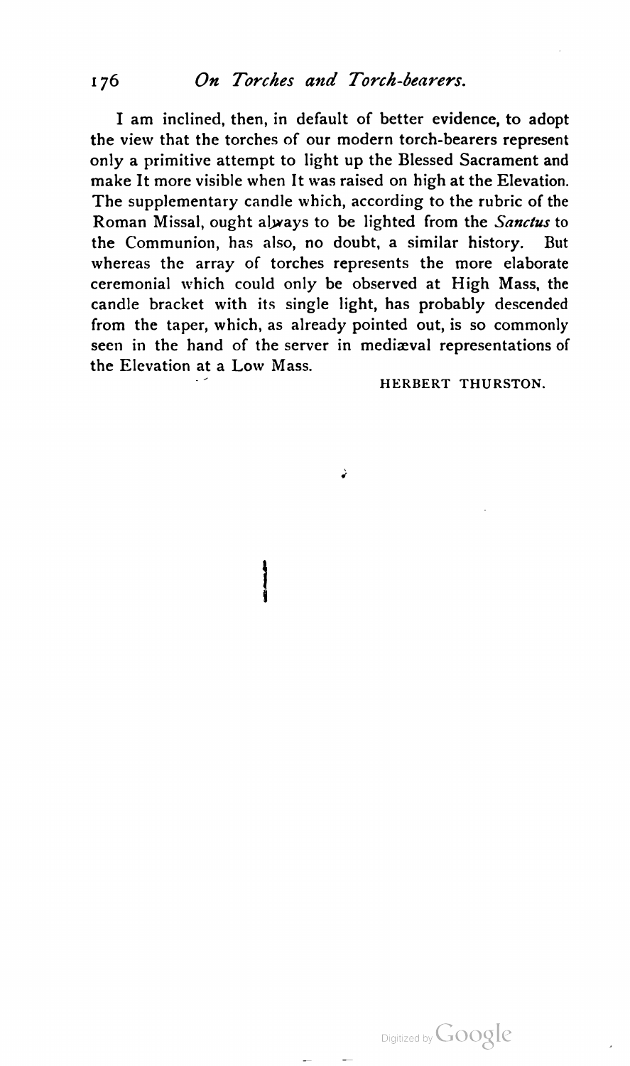I am inclined, then, in default of better evidence, to adopt the view that the torches of our modern torch-bearers represent only a primitive attempt to light up the Blessed Sacrament and make It more visible when It was raised on high at the Elevation. The supplementary candle which, according to the rubric of the Roman Missal, ought always to be lighted from the *Sanctus* to the Communion, has also, no doubt, a similar history. But whereas the array of torches represents the more elaborate ceremonial which could only be observed at High Mass, the candle bracket with its single light, has probably descended from the taper, which, as already pointed out, is so commonly seen in the hand of the server in mediæval representations of the Elevation at a Low Mass.

HERBERT THURSTON.